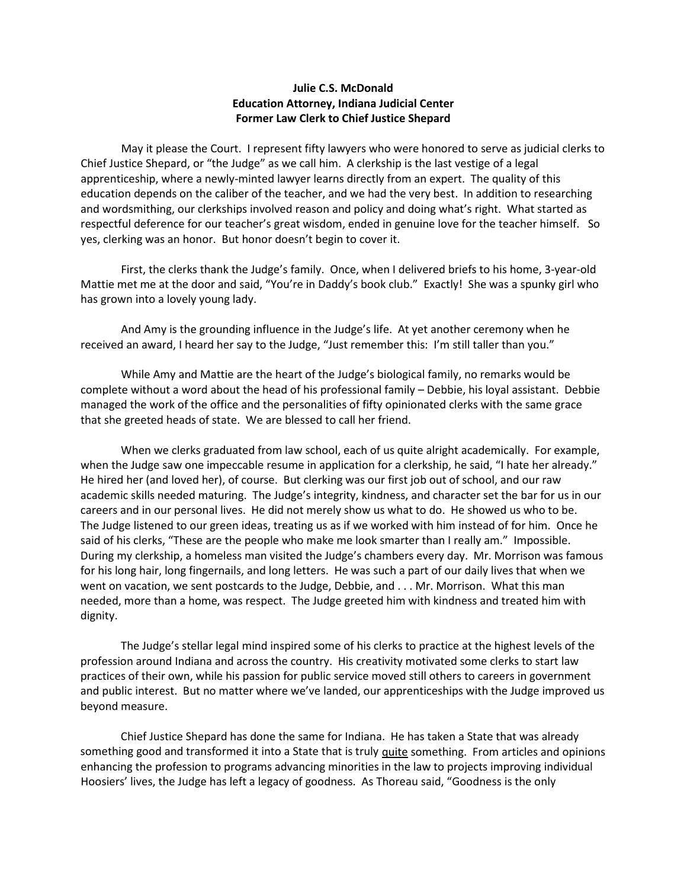**Julie C.S. McDonald**
**Education Attorney, Indiana Judicial Center**
**Former Law Clerk to Chief Justice Shepard**

May it please the Court. I represent fifty lawyers who were honored to serve as judicial clerks to Chief Justice Shepard, or "the Judge" as we call him. A clerkship is the last vestige of a legal apprenticeship, where a newly-minted lawyer learns directly from an expert. The quality of this education depends on the caliber of the teacher, and we had the very best. In addition to researching and wordsmithing, our clerkships involved reason and policy and doing what's right. What started as respectful deference for our teacher's great wisdom, ended in genuine love for the teacher himself. So yes, clerking was an honor. But honor doesn't begin to cover it.

First, the clerks thank the Judge's family. Once, when I delivered briefs to his home, 3-year-old Mattie met me at the door and said, "You're in Daddy's book club." Exactly! She was a spunky girl who has grown into a lovely young lady.

And Amy is the grounding influence in the Judge's life. At yet another ceremony when he received an award, I heard her say to the Judge, "Just remember this: I'm still taller than you."

While Amy and Mattie are the heart of the Judge's biological family, no remarks would be complete without a word about the head of his professional family – Debbie, his loyal assistant. Debbie managed the work of the office and the personalities of fifty opinionated clerks with the same grace that she greeted heads of state. We are blessed to call her friend.

When we clerks graduated from law school, each of us quite alright academically. For example, when the Judge saw one impeccable resume in application for a clerkship, he said, "I hate her already." He hired her (and loved her), of course. But clerking was our first job out of school, and our raw academic skills needed maturing. The Judge's integrity, kindness, and character set the bar for us in our careers and in our personal lives. He did not merely show us what to do. He showed us who to be. The Judge listened to our green ideas, treating us as if we worked with him instead of for him. Once he said of his clerks, "These are the people who make me look smarter than I really am." Impossible. During my clerkship, a homeless man visited the Judge's chambers every day. Mr. Morrison was famous for his long hair, long fingernails, and long letters. He was such a part of our daily lives that when we went on vacation, we sent postcards to the Judge, Debbie, and . . . Mr. Morrison. What this man needed, more than a home, was respect. The Judge greeted him with kindness and treated him with dignity.

The Judge's stellar legal mind inspired some of his clerks to practice at the highest levels of the profession around Indiana and across the country. His creativity motivated some clerks to start law practices of their own, while his passion for public service moved still others to careers in government and public interest. But no matter where we've landed, our apprenticeships with the Judge improved us beyond measure.

Chief Justice Shepard has done the same for Indiana. He has taken a State that was already something good and transformed it into a State that is truly <u>quite</u> something. From articles and opinions enhancing the profession to programs advancing minorities in the law to projects improving individual Hoosiers' lives, the Judge has left a legacy of goodness. As Thoreau said, "Goodness is the only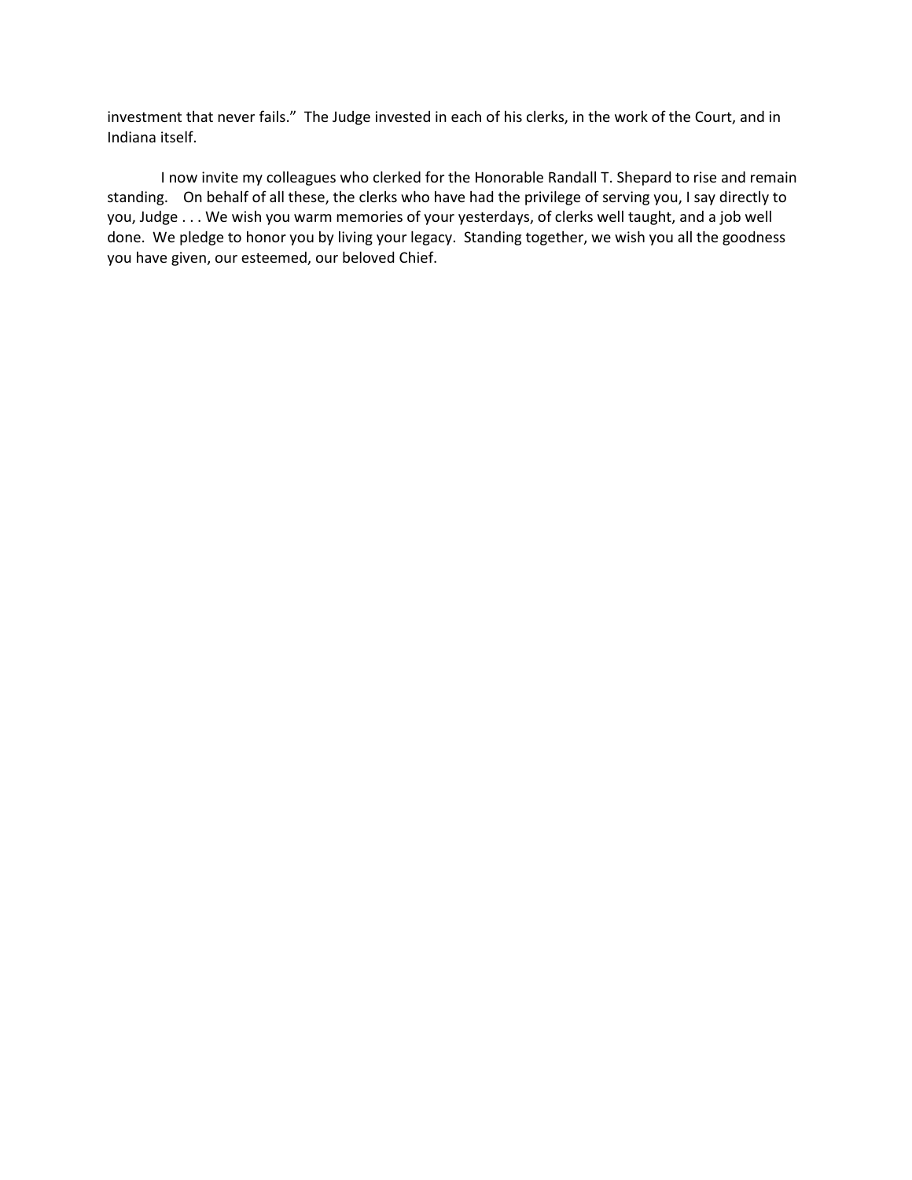investment that never fails." The Judge invested in each of his clerks, in the work of the Court, and in Indiana itself.

I now invite my colleagues who clerked for the Honorable Randall T. Shepard to rise and remain standing. On behalf of all these, the clerks who have had the privilege of serving you, I say directly to you, Judge . . . We wish you warm memories of your yesterdays, of clerks well taught, and a job well done. We pledge to honor you by living your legacy. Standing together, we wish you all the goodness you have given, our esteemed, our beloved Chief.